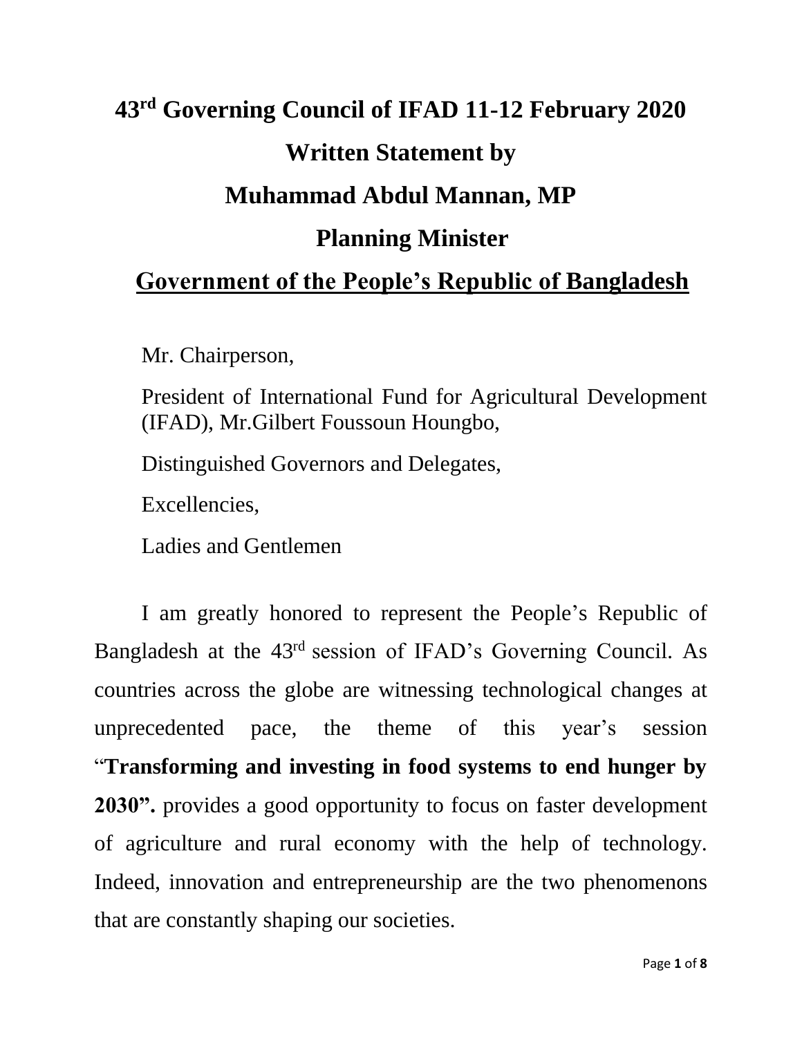# 43rd Governing Council of IFAD 11-12 February 2020

## Written Statement by

## Muhammad Abdul Mannan, MP

## Planning Minister

## Government of the People's Republic of Bangladesh

Mr. Chairperson,

President of International Fund for Agricultural Development (IFAD), Mr.Gilbert Foussoun Houngbo,

Distinguished Governors and Delegates,

Excellencies,

Ladies and Gentlemen

I am greatly honored to represent the People's Republic of Bangladesh at the 43rd session of IFAD's Governing Council. As countries across the globe are witnessing technological changes at unprecedented pace, the theme of this year's session "**Transforming and investing in food systems to end hunger by 2030".** provides a good opportunity to focus on faster development of agriculture and rural economy with the help of technology. Indeed, innovation and entrepreneurship are the two phenomenons that are constantly shaping our societies.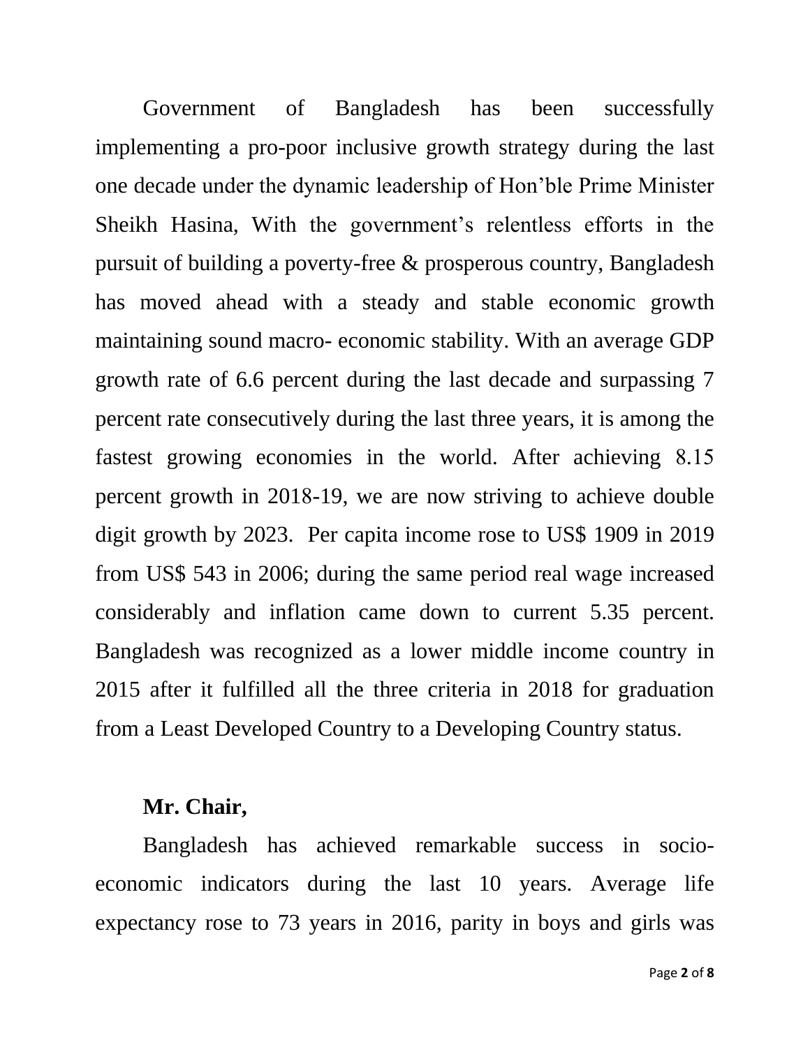Government of Bangladesh has been successfully implementing a pro-poor inclusive growth strategy during the last one decade under the dynamic leadership of Hon'ble Prime Minister Sheikh Hasina, With the government's relentless efforts in the pursuit of building a poverty-free & prosperous country, Bangladesh has moved ahead with a steady and stable economic growth maintaining sound macro- economic stability. With an average GDP growth rate of 6.6 percent during the last decade and surpassing 7 percent rate consecutively during the last three years, it is among the fastest growing economies in the world. After achieving 8.15 percent growth in 2018-19, we are now striving to achieve double digit growth by 2023. Per capita income rose to US$ 1909 in 2019 from US$ 543 in 2006; during the same period real wage increased considerably and inflation came down to current 5.35 percent. Bangladesh was recognized as a lower middle income country in 2015 after it fulfilled all the three criteria in 2018 for graduation from a Least Developed Country to a Developing Country status.

**Mr. Chair,**

Bangladesh has achieved remarkable success in socio-economic indicators during the last 10 years. Average life expectancy rose to 73 years in 2016, parity in boys and girls was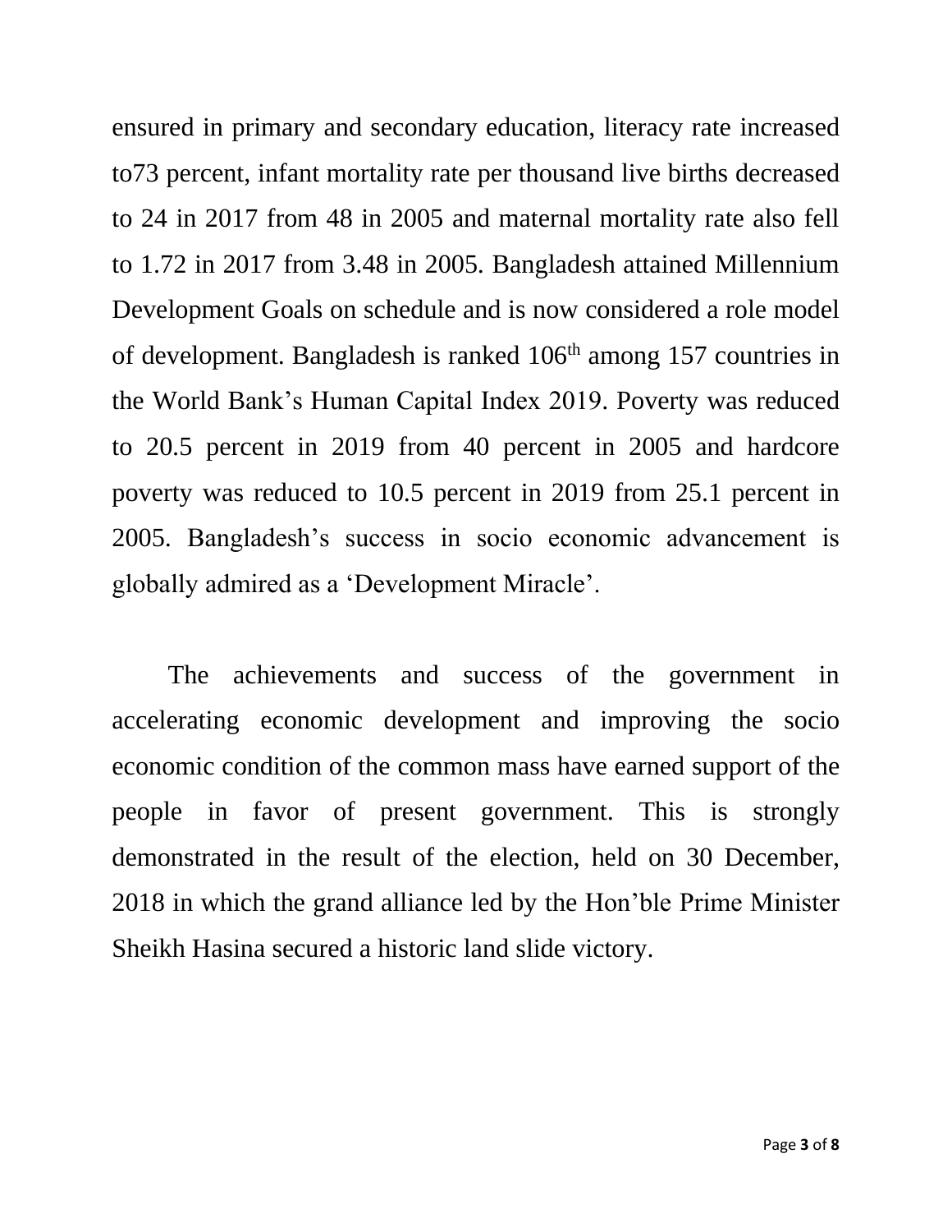ensured in primary and secondary education, literacy rate increased to73 percent, infant mortality rate per thousand live births decreased to 24 in 2017 from 48 in 2005 and maternal mortality rate also fell to 1.72 in 2017 from 3.48 in 2005. Bangladesh attained Millennium Development Goals on schedule and is now considered a role model of development. Bangladesh is ranked 106th among 157 countries in the World Bank's Human Capital Index 2019. Poverty was reduced to 20.5 percent in 2019 from 40 percent in 2005 and hardcore poverty was reduced to 10.5 percent in 2019 from 25.1 percent in 2005. Bangladesh's success in socio economic advancement is globally admired as a 'Development Miracle'.

The achievements and success of the government in accelerating economic development and improving the socio economic condition of the common mass have earned support of the people in favor of present government. This is strongly demonstrated in the result of the election, held on 30 December, 2018 in which the grand alliance led by the Hon'ble Prime Minister Sheikh Hasina secured a historic land slide victory.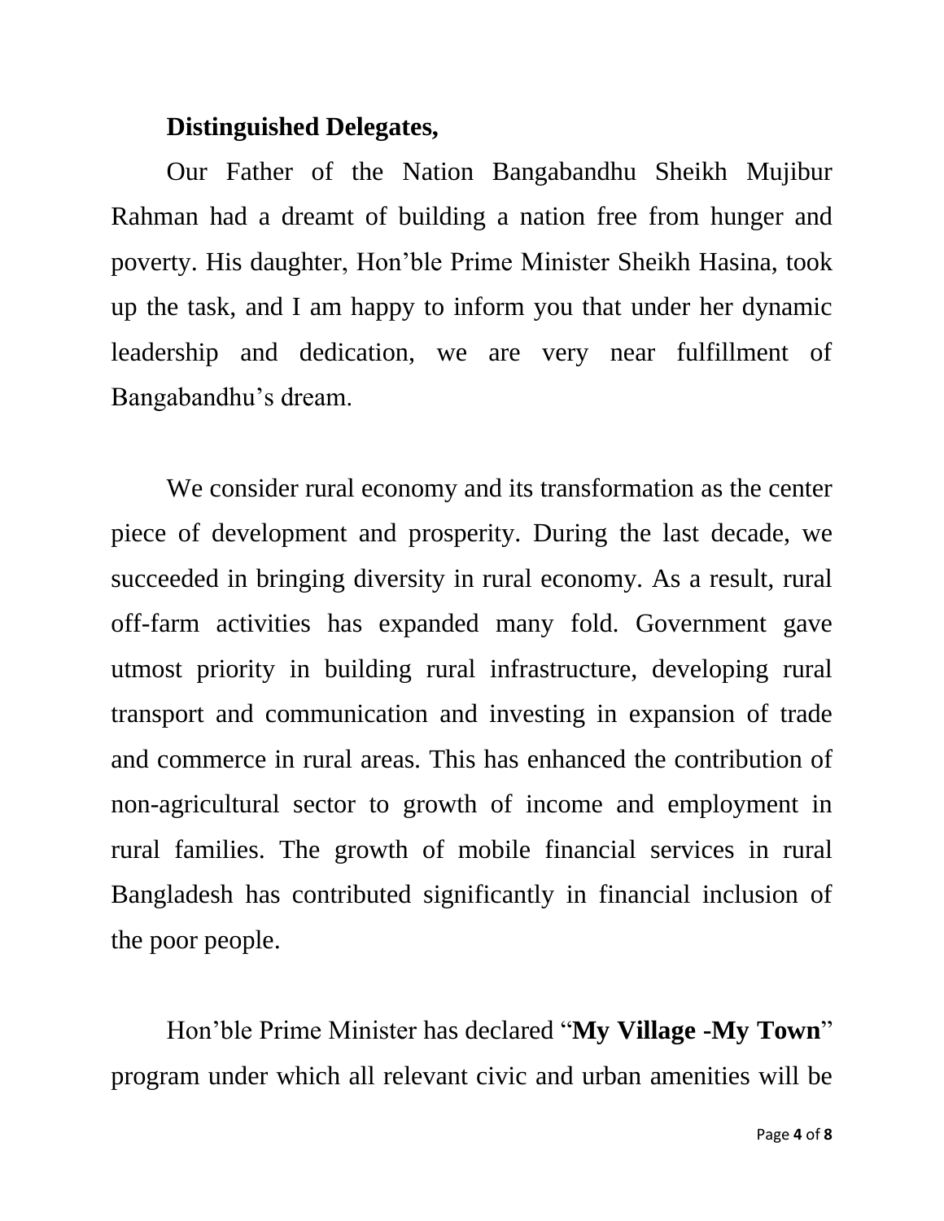**Distinguished Delegates,**

Our Father of the Nation Bangabandhu Sheikh Mujibur Rahman had a dreamt of building a nation free from hunger and poverty. His daughter, Hon'ble Prime Minister Sheikh Hasina, took up the task, and I am happy to inform you that under her dynamic leadership and dedication, we are very near fulfillment of Bangabandhu's dream.

We consider rural economy and its transformation as the center piece of development and prosperity. During the last decade, we succeeded in bringing diversity in rural economy. As a result, rural off-farm activities has expanded many fold. Government gave utmost priority in building rural infrastructure, developing rural transport and communication and investing in expansion of trade and commerce in rural areas. This has enhanced the contribution of non-agricultural sector to growth of income and employment in rural families. The growth of mobile financial services in rural Bangladesh has contributed significantly in financial inclusion of the poor people.

Hon'ble Prime Minister has declared "**My Village -My Town**" program under which all relevant civic and urban amenities will be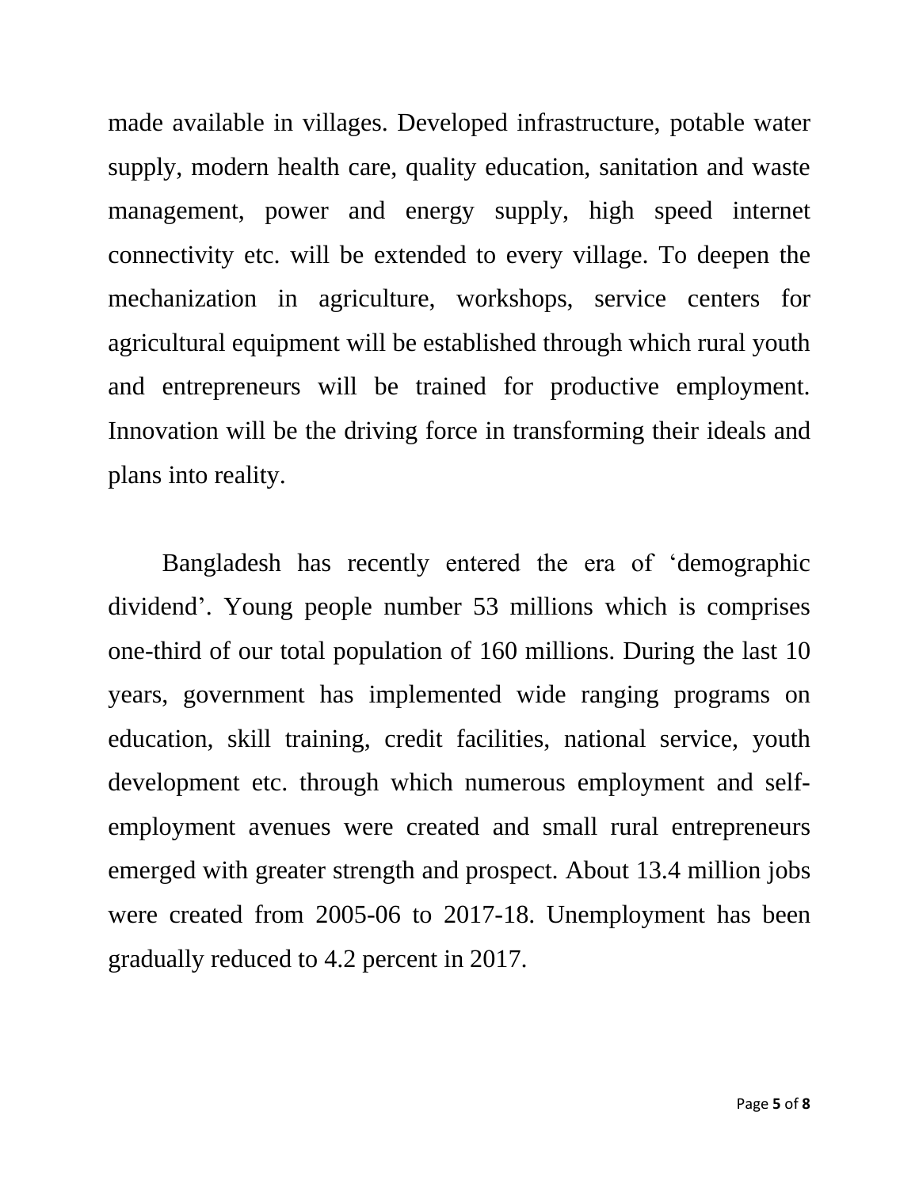made available in villages. Developed infrastructure, potable water supply, modern health care, quality education, sanitation and waste management, power and energy supply, high speed internet connectivity etc. will be extended to every village. To deepen the mechanization in agriculture, workshops, service centers for agricultural equipment will be established through which rural youth and entrepreneurs will be trained for productive employment. Innovation will be the driving force in transforming their ideals and plans into reality.

Bangladesh has recently entered the era of 'demographic dividend'. Young people number 53 millions which is comprises one-third of our total population of 160 millions. During the last 10 years, government has implemented wide ranging programs on education, skill training, credit facilities, national service, youth development etc. through which numerous employment and self-employment avenues were created and small rural entrepreneurs emerged with greater strength and prospect. About 13.4 million jobs were created from 2005-06 to 2017-18. Unemployment has been gradually reduced to 4.2 percent in 2017.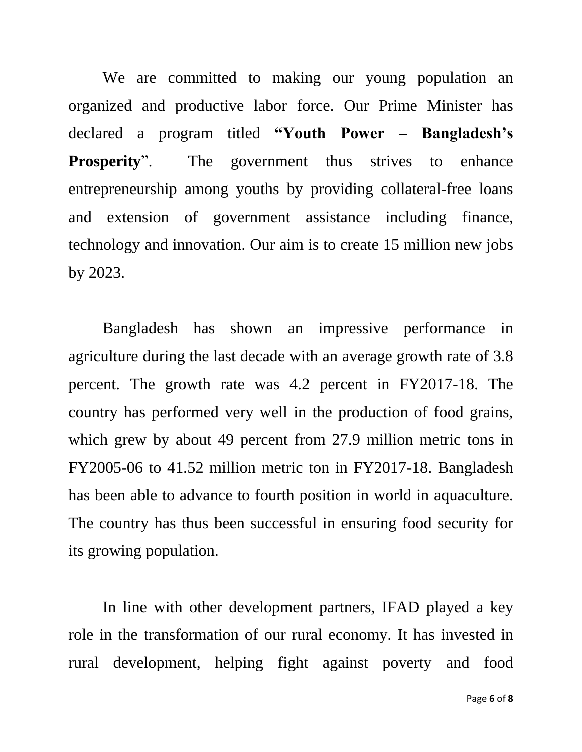We are committed to making our young population an organized and productive labor force. Our Prime Minister has declared a program titled **"Youth Power – Bangladesh's Prosperity**". The government thus strives to enhance entrepreneurship among youths by providing collateral-free loans and extension of government assistance including finance, technology and innovation. Our aim is to create 15 million new jobs by 2023.

Bangladesh has shown an impressive performance in agriculture during the last decade with an average growth rate of 3.8 percent. The growth rate was 4.2 percent in FY2017-18. The country has performed very well in the production of food grains, which grew by about 49 percent from 27.9 million metric tons in FY2005-06 to 41.52 million metric ton in FY2017-18. Bangladesh has been able to advance to fourth position in world in aquaculture. The country has thus been successful in ensuring food security for its growing population.

In line with other development partners, IFAD played a key role in the transformation of our rural economy. It has invested in rural development, helping fight against poverty and food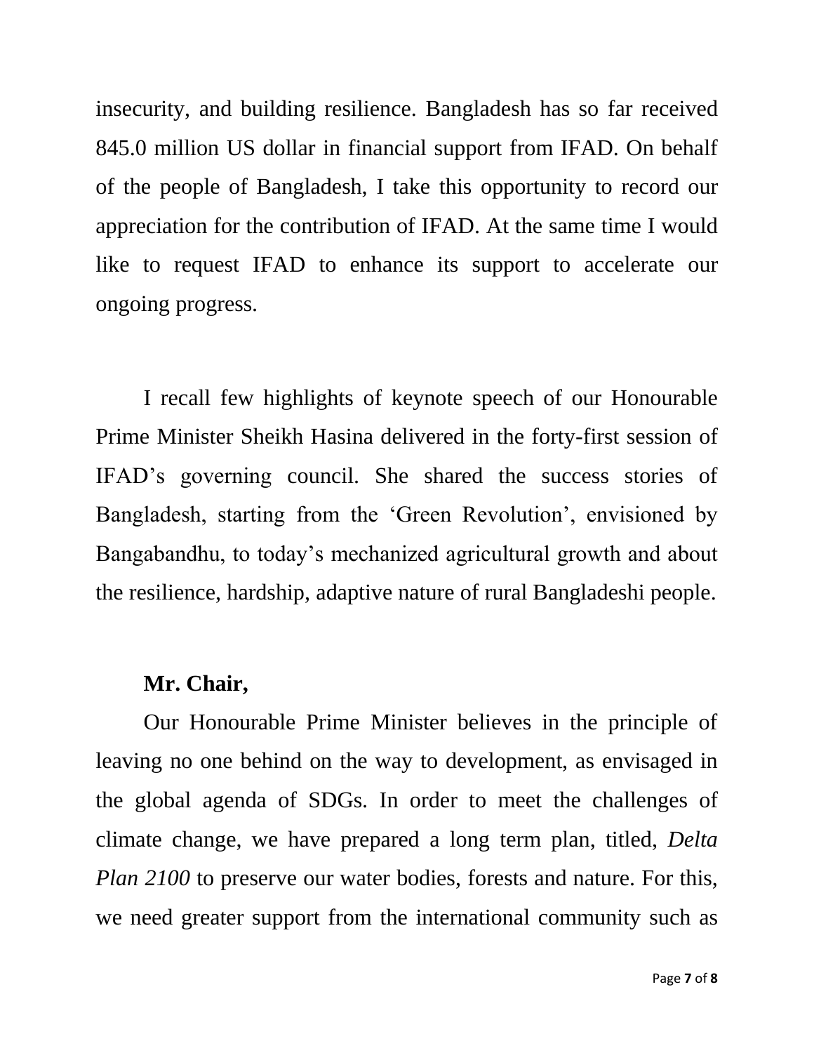insecurity, and building resilience. Bangladesh has so far received 845.0 million US dollar in financial support from IFAD. On behalf of the people of Bangladesh, I take this opportunity to record our appreciation for the contribution of IFAD. At the same time I would like to request IFAD to enhance its support to accelerate our ongoing progress.

I recall few highlights of keynote speech of our Honourable Prime Minister Sheikh Hasina delivered in the forty-first session of IFAD's governing council. She shared the success stories of Bangladesh, starting from the 'Green Revolution', envisioned by Bangabandhu, to today's mechanized agricultural growth and about the resilience, hardship, adaptive nature of rural Bangladeshi people.

**Mr. Chair,**

Our Honourable Prime Minister believes in the principle of leaving no one behind on the way to development, as envisaged in the global agenda of SDGs. In order to meet the challenges of climate change, we have prepared a long term plan, titled, *Delta Plan 2100* to preserve our water bodies, forests and nature. For this, we need greater support from the international community such as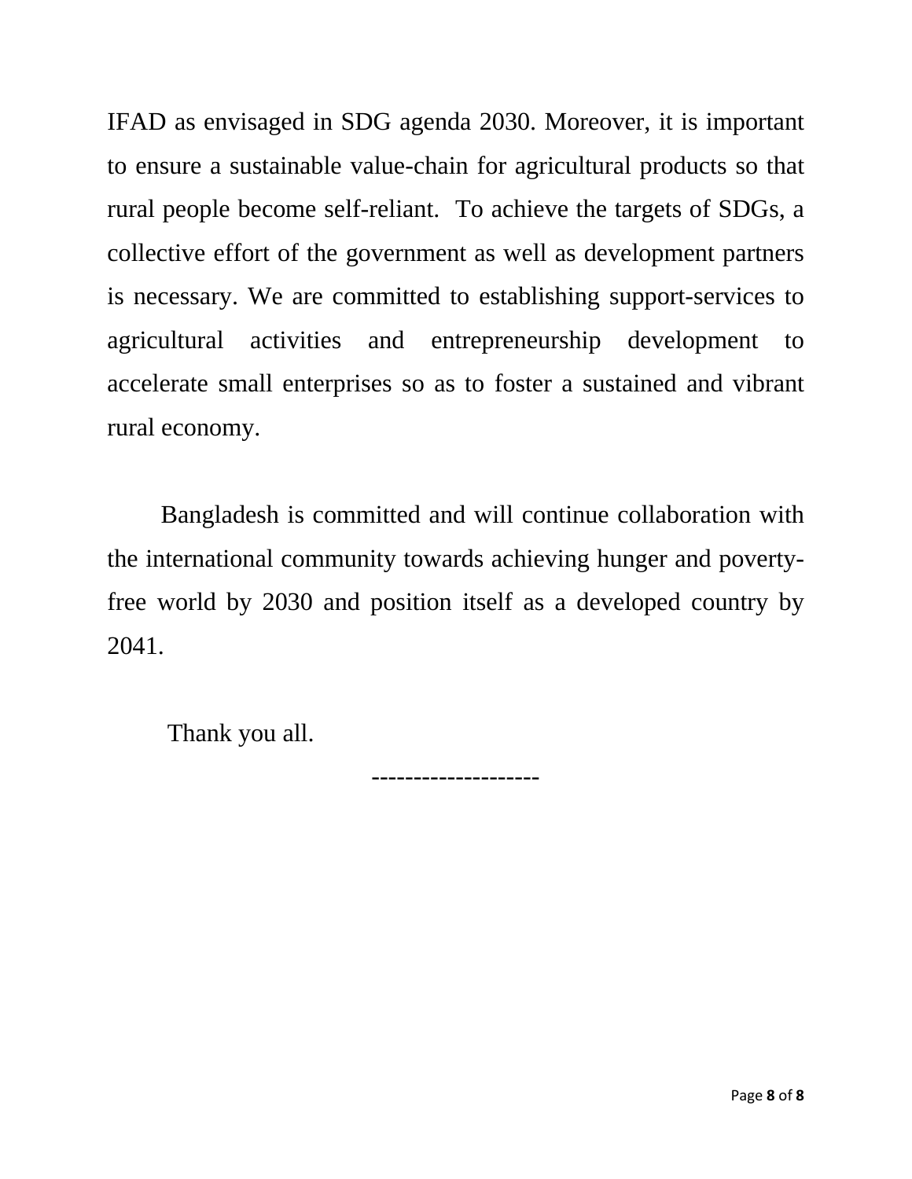IFAD as envisaged in SDG agenda 2030. Moreover, it is important to ensure a sustainable value-chain for agricultural products so that rural people become self-reliant. To achieve the targets of SDGs, a collective effort of the government as well as development partners is necessary. We are committed to establishing support-services to agricultural activities and entrepreneurship development to accelerate small enterprises so as to foster a sustained and vibrant rural economy.

Bangladesh is committed and will continue collaboration with the international community towards achieving hunger and poverty-free world by 2030 and position itself as a developed country by 2041.

Thank you all.

--------------------